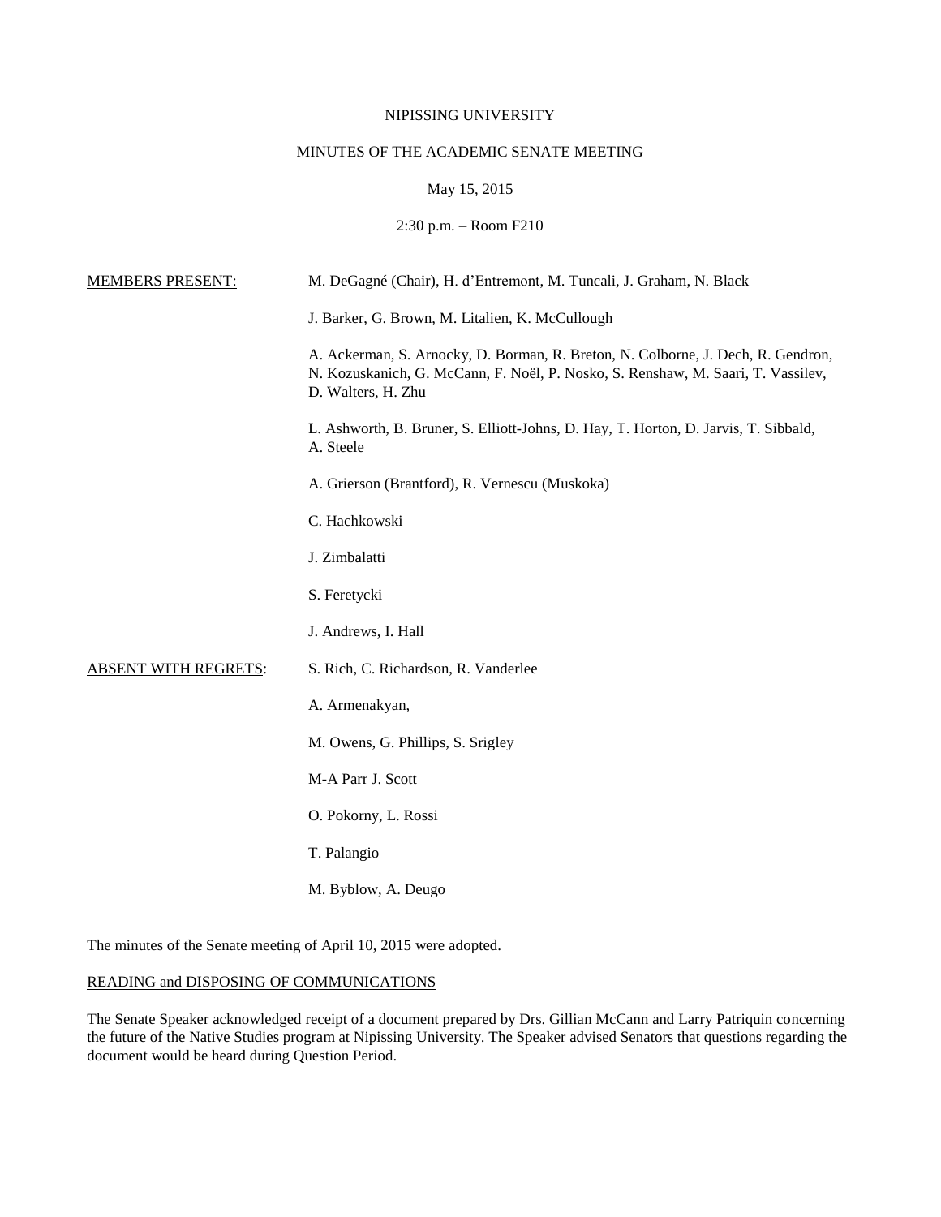NIPISSING UNIVERSITY

MINUTES OF THE ACADEMIC SENATE MEETING

May 15, 2015

2:30 p.m. – Room F210

MEMBERS PRESENT:

M. DeGagné (Chair), H. d'Entremont, M. Tuncali, J. Graham, N. Black

J. Barker, G. Brown, M. Litalien, K. McCullough

A. Ackerman, S. Arnocky, D. Borman, R. Breton, N. Colborne, J. Dech, R. Gendron, N. Kozuskanich, G. McCann, F. Noël, P. Nosko, S. Renshaw, M. Saari, T. Vassilev, D. Walters, H. Zhu

L. Ashworth, B. Bruner, S. Elliott-Johns, D. Hay, T. Horton, D. Jarvis, T. Sibbald, A. Steele

A. Grierson (Brantford), R. Vernescu (Muskoka)

C. Hachkowski

J. Zimbalatti

S. Feretycki

J. Andrews, I. Hall

ABSENT WITH REGRETS:

S. Rich, C. Richardson, R. Vanderlee

A. Armenakyan,

M. Owens, G. Phillips, S. Srigley

M-A Parr J. Scott

O. Pokorny, L. Rossi

T. Palangio

M. Byblow, A. Deugo

The minutes of the Senate meeting of April 10, 2015 were adopted.

READING and DISPOSING OF COMMUNICATIONS

The Senate Speaker acknowledged receipt of a document prepared by Drs. Gillian McCann and Larry Patriquin concerning the future of the Native Studies program at Nipissing University. The Speaker advised Senators that questions regarding the document would be heard during Question Period.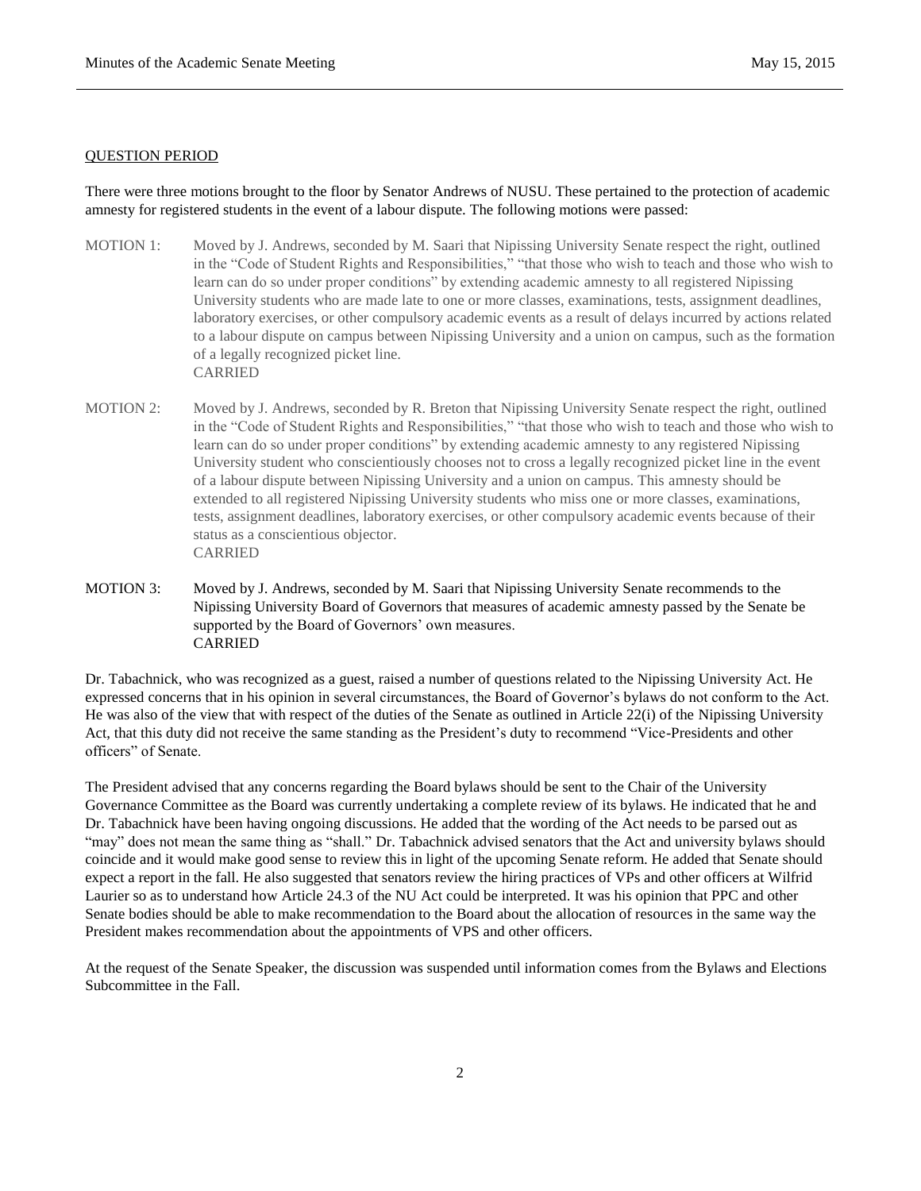## QUESTION PERIOD

There were three motions brought to the floor by Senator Andrews of NUSU. These pertained to the protection of academic amnesty for registered students in the event of a labour dispute. The following motions were passed:

MOTION 1: Moved by J. Andrews, seconded by M. Saari that Nipissing University Senate respect the right, outlined in the "Code of Student Rights and Responsibilities," "that those who wish to teach and those who wish to learn can do so under proper conditions" by extending academic amnesty to all registered Nipissing University students who are made late to one or more classes, examinations, tests, assignment deadlines, laboratory exercises, or other compulsory academic events as a result of delays incurred by actions related to a labour dispute on campus between Nipissing University and a union on campus, such as the formation of a legally recognized picket line.
CARRIED

MOTION 2: Moved by J. Andrews, seconded by R. Breton that Nipissing University Senate respect the right, outlined in the "Code of Student Rights and Responsibilities," "that those who wish to teach and those who wish to learn can do so under proper conditions" by extending academic amnesty to any registered Nipissing University student who conscientiously chooses not to cross a legally recognized picket line in the event of a labour dispute between Nipissing University and a union on campus. This amnesty should be extended to all registered Nipissing University students who miss one or more classes, examinations, tests, assignment deadlines, laboratory exercises, or other compulsory academic events because of their status as a conscientious objector.
CARRIED

MOTION 3: Moved by J. Andrews, seconded by M. Saari that Nipissing University Senate recommends to the Nipissing University Board of Governors that measures of academic amnesty passed by the Senate be supported by the Board of Governors' own measures.
CARRIED

Dr. Tabachnick, who was recognized as a guest, raised a number of questions related to the Nipissing University Act. He expressed concerns that in his opinion in several circumstances, the Board of Governor's bylaws do not conform to the Act. He was also of the view that with respect of the duties of the Senate as outlined in Article 22(i) of the Nipissing University Act, that this duty did not receive the same standing as the President's duty to recommend "Vice-Presidents and other officers" of Senate.

The President advised that any concerns regarding the Board bylaws should be sent to the Chair of the University Governance Committee as the Board was currently undertaking a complete review of its bylaws. He indicated that he and Dr. Tabachnick have been having ongoing discussions. He added that the wording of the Act needs to be parsed out as "may" does not mean the same thing as "shall." Dr. Tabachnick advised senators that the Act and university bylaws should coincide and it would make good sense to review this in light of the upcoming Senate reform. He added that Senate should expect a report in the fall. He also suggested that senators review the hiring practices of VPs and other officers at Wilfrid Laurier so as to understand how Article 24.3 of the NU Act could be interpreted. It was his opinion that PPC and other Senate bodies should be able to make recommendation to the Board about the allocation of resources in the same way the President makes recommendation about the appointments of VPS and other officers.

At the request of the Senate Speaker, the discussion was suspended until information comes from the Bylaws and Elections Subcommittee in the Fall.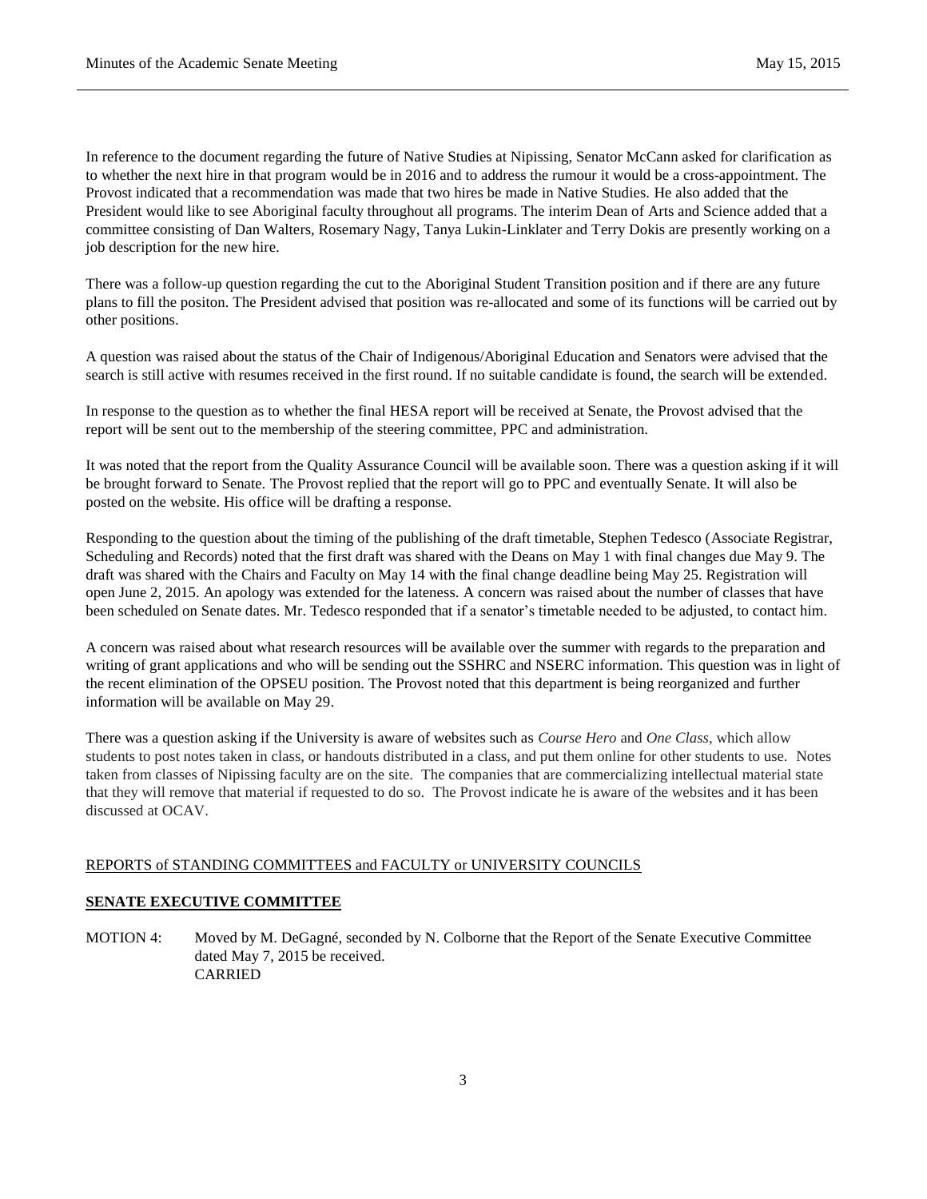In reference to the document regarding the future of Native Studies at Nipissing, Senator McCann asked for clarification as to whether the next hire in that program would be in 2016 and to address the rumour it would be a cross-appointment. The Provost indicated that a recommendation was made that two hires be made in Native Studies. He also added that the President would like to see Aboriginal faculty throughout all programs. The interim Dean of Arts and Science added that a committee consisting of Dan Walters, Rosemary Nagy, Tanya Lukin-Linklater and Terry Dokis are presently working on a job description for the new hire.

There was a follow-up question regarding the cut to the Aboriginal Student Transition position and if there are any future plans to fill the positon. The President advised that position was re-allocated and some of its functions will be carried out by other positions.

A question was raised about the status of the Chair of Indigenous/Aboriginal Education and Senators were advised that the search is still active with resumes received in the first round. If no suitable candidate is found, the search will be extended.

In response to the question as to whether the final HESA report will be received at Senate, the Provost advised that the report will be sent out to the membership of the steering committee, PPC and administration.

It was noted that the report from the Quality Assurance Council will be available soon. There was a question asking if it will be brought forward to Senate. The Provost replied that the report will go to PPC and eventually Senate. It will also be posted on the website. His office will be drafting a response.

Responding to the question about the timing of the publishing of the draft timetable, Stephen Tedesco (Associate Registrar, Scheduling and Records) noted that the first draft was shared with the Deans on May 1 with final changes due May 9. The draft was shared with the Chairs and Faculty on May 14 with the final change deadline being May 25. Registration will open June 2, 2015. An apology was extended for the lateness. A concern was raised about the number of classes that have been scheduled on Senate dates. Mr. Tedesco responded that if a senator's timetable needed to be adjusted, to contact him.

A concern was raised about what research resources will be available over the summer with regards to the preparation and writing of grant applications and who will be sending out the SSHRC and NSERC information. This question was in light of the recent elimination of the OPSEU position. The Provost noted that this department is being reorganized and further information will be available on May 29.

There was a question asking if the University is aware of websites such as *Course Hero* and *One Class*, which allow students to post notes taken in class, or handouts distributed in a class, and put them online for other students to use. Notes taken from classes of Nipissing faculty are on the site. The companies that are commercializing intellectual material state that they will remove that material if requested to do so. The Provost indicate he is aware of the websites and it has been discussed at OCAV.

REPORTS of STANDING COMMITTEES and FACULTY or UNIVERSITY COUNCILS

**SENATE EXECUTIVE COMMITTEE**

MOTION 4: Moved by M. DeGagné, seconded by N. Colborne that the Report of the Senate Executive Committee dated May 7, 2015 be received.
CARRIED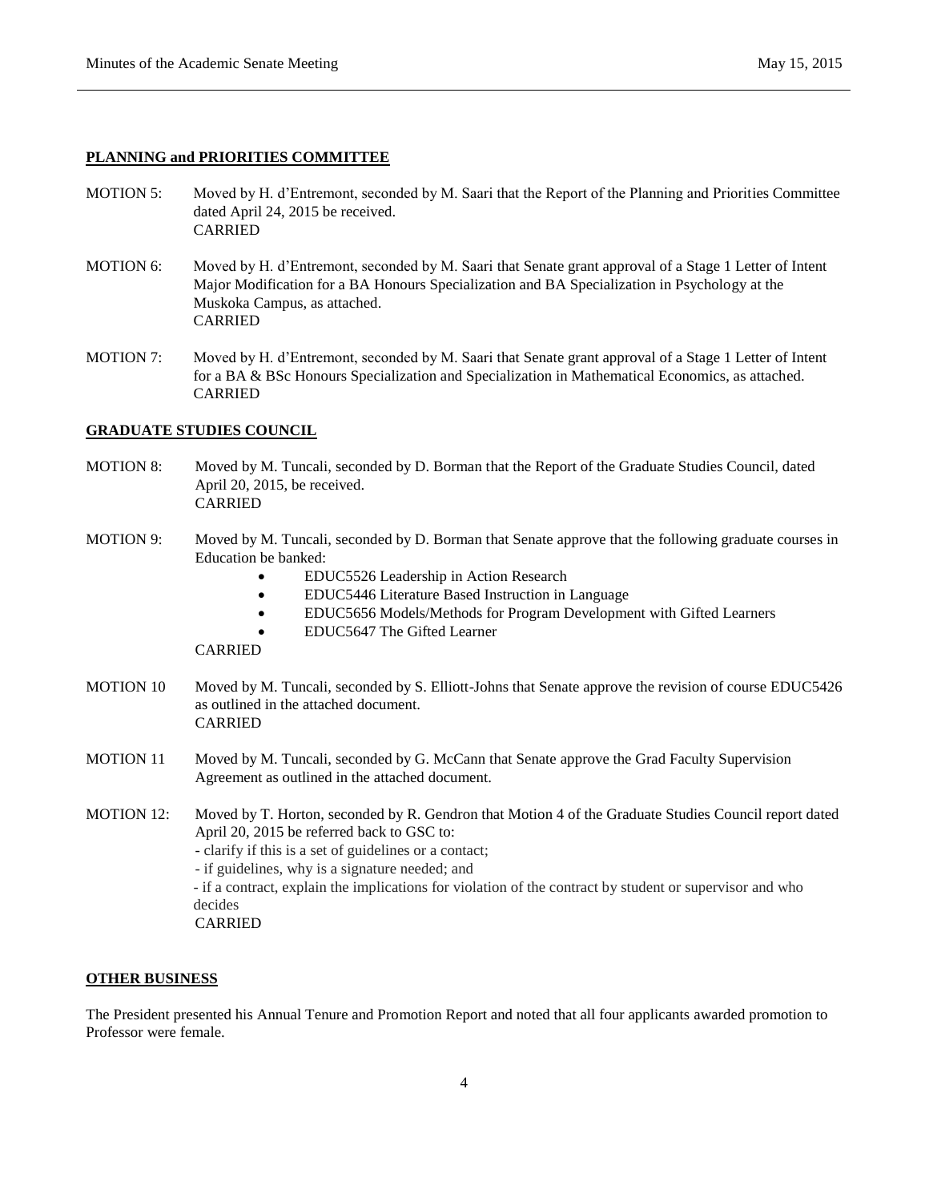## PLANNING and PRIORITIES COMMITTEE

MOTION 5: Moved by H. d'Entremont, seconded by M. Saari that the Report of the Planning and Priorities Committee dated April 24, 2015 be received.
CARRIED

MOTION 6: Moved by H. d'Entremont, seconded by M. Saari that Senate grant approval of a Stage 1 Letter of Intent Major Modification for a BA Honours Specialization and BA Specialization in Psychology at the Muskoka Campus, as attached.
CARRIED

MOTION 7: Moved by H. d'Entremont, seconded by M. Saari that Senate grant approval of a Stage 1 Letter of Intent for a BA & BSc Honours Specialization and Specialization in Mathematical Economics, as attached.
CARRIED

## GRADUATE STUDIES COUNCIL

MOTION 8: Moved by M. Tuncali, seconded by D. Borman that the Report of the Graduate Studies Council, dated April 20, 2015, be received.
CARRIED

MOTION 9: Moved by M. Tuncali, seconded by D. Borman that Senate approve that the following graduate courses in Education be banked:

- EDUC5526 Leadership in Action Research
- EDUC5446 Literature Based Instruction in Language
- EDUC5656 Models/Methods for Program Development with Gifted Learners
- EDUC5647 The Gifted Learner

CARRIED

MOTION 10 Moved by M. Tuncali, seconded by S. Elliott-Johns that Senate approve the revision of course EDUC5426 as outlined in the attached document.
CARRIED

MOTION 11 Moved by M. Tuncali, seconded by G. McCann that Senate approve the Grad Faculty Supervision Agreement as outlined in the attached document.

MOTION 12: Moved by T. Horton, seconded by R. Gendron that Motion 4 of the Graduate Studies Council report dated April 20, 2015 be referred back to GSC to:
- clarify if this is a set of guidelines or a contact;
- if guidelines, why is a signature needed; and
- if a contract, explain the implications for violation of the contract by student or supervisor and who decides

CARRIED

## OTHER BUSINESS

The President presented his Annual Tenure and Promotion Report and noted that all four applicants awarded promotion to Professor were female.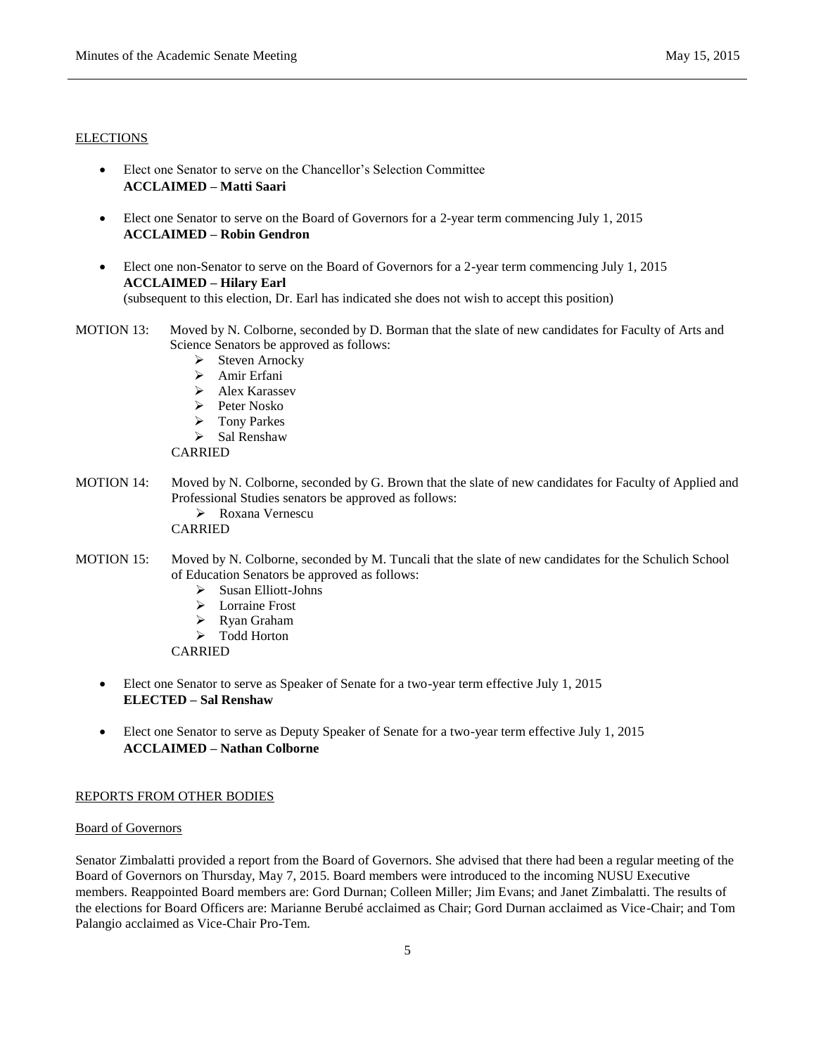## ELECTIONS

- Elect one Senator to serve on the Chancellor's Selection Committee
  **ACCLAIMED – Matti Saari**

- Elect one Senator to serve on the Board of Governors for a 2-year term commencing July 1, 2015
  **ACCLAIMED – Robin Gendron**

- Elect one non-Senator to serve on the Board of Governors for a 2-year term commencing July 1, 2015
  **ACCLAIMED – Hilary Earl**
  (subsequent to this election, Dr. Earl has indicated she does not wish to accept this position)

MOTION 13: Moved by N. Colborne, seconded by D. Borman that the slate of new candidates for Faculty of Arts and Science Senators be approved as follows:

- Steven Arnocky
- Amir Erfani
- Alex Karassev
- Peter Nosko
- Tony Parkes
- Sal Renshaw

CARRIED

MOTION 14: Moved by N. Colborne, seconded by G. Brown that the slate of new candidates for Faculty of Applied and Professional Studies senators be approved as follows:

- Roxana Vernescu

CARRIED

MOTION 15: Moved by N. Colborne, seconded by M. Tuncali that the slate of new candidates for the Schulich School of Education Senators be approved as follows:

- Susan Elliott-Johns
- Lorraine Frost
- Ryan Graham
- Todd Horton

CARRIED

- Elect one Senator to serve as Speaker of Senate for a two-year term effective July 1, 2015
  **ELECTED – Sal Renshaw**

- Elect one Senator to serve as Deputy Speaker of Senate for a two-year term effective July 1, 2015
  **ACCLAIMED – Nathan Colborne**

## REPORTS FROM OTHER BODIES

### Board of Governors

Senator Zimbalatti provided a report from the Board of Governors. She advised that there had been a regular meeting of the Board of Governors on Thursday, May 7, 2015. Board members were introduced to the incoming NUSU Executive members. Reappointed Board members are: Gord Durnan; Colleen Miller; Jim Evans; and Janet Zimbalatti. The results of the elections for Board Officers are: Marianne Berubé acclaimed as Chair; Gord Durnan acclaimed as Vice-Chair; and Tom Palangio acclaimed as Vice-Chair Pro-Tem.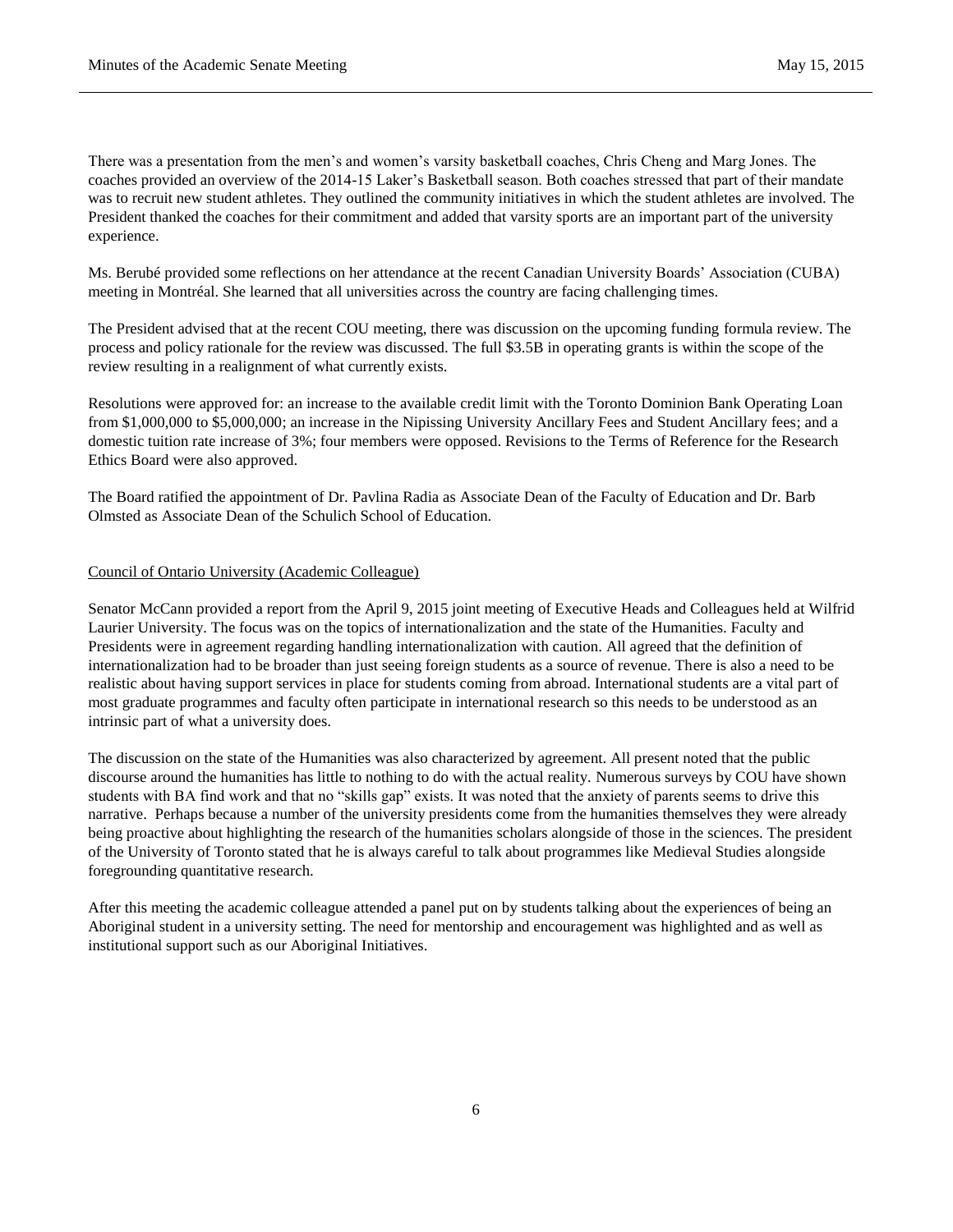There was a presentation from the men's and women's varsity basketball coaches, Chris Cheng and Marg Jones. The coaches provided an overview of the 2014-15 Laker's Basketball season. Both coaches stressed that part of their mandate was to recruit new student athletes. They outlined the community initiatives in which the student athletes are involved. The President thanked the coaches for their commitment and added that varsity sports are an important part of the university experience.

Ms. Berubé provided some reflections on her attendance at the recent Canadian University Boards' Association (CUBA) meeting in Montréal. She learned that all universities across the country are facing challenging times.

The President advised that at the recent COU meeting, there was discussion on the upcoming funding formula review. The process and policy rationale for the review was discussed. The full $3.5B in operating grants is within the scope of the review resulting in a realignment of what currently exists.

Resolutions were approved for: an increase to the available credit limit with the Toronto Dominion Bank Operating Loan from $1,000,000 to $5,000,000; an increase in the Nipissing University Ancillary Fees and Student Ancillary fees; and a domestic tuition rate increase of 3%; four members were opposed. Revisions to the Terms of Reference for the Research Ethics Board were also approved.

The Board ratified the appointment of Dr. Pavlina Radia as Associate Dean of the Faculty of Education and Dr. Barb Olmsted as Associate Dean of the Schulich School of Education.

<u>Council of Ontario University (Academic Colleague)</u>

Senator McCann provided a report from the April 9, 2015 joint meeting of Executive Heads and Colleagues held at Wilfrid Laurier University. The focus was on the topics of internationalization and the state of the Humanities. Faculty and Presidents were in agreement regarding handling internationalization with caution. All agreed that the definition of internationalization had to be broader than just seeing foreign students as a source of revenue. There is also a need to be realistic about having support services in place for students coming from abroad. International students are a vital part of most graduate programmes and faculty often participate in international research so this needs to be understood as an intrinsic part of what a university does.

The discussion on the state of the Humanities was also characterized by agreement. All present noted that the public discourse around the humanities has little to nothing to do with the actual reality. Numerous surveys by COU have shown students with BA find work and that no "skills gap" exists. It was noted that the anxiety of parents seems to drive this narrative. Perhaps because a number of the university presidents come from the humanities themselves they were already being proactive about highlighting the research of the humanities scholars alongside of those in the sciences. The president of the University of Toronto stated that he is always careful to talk about programmes like Medieval Studies alongside foregrounding quantitative research.

After this meeting the academic colleague attended a panel put on by students talking about the experiences of being an Aboriginal student in a university setting. The need for mentorship and encouragement was highlighted and as well as institutional support such as our Aboriginal Initiatives.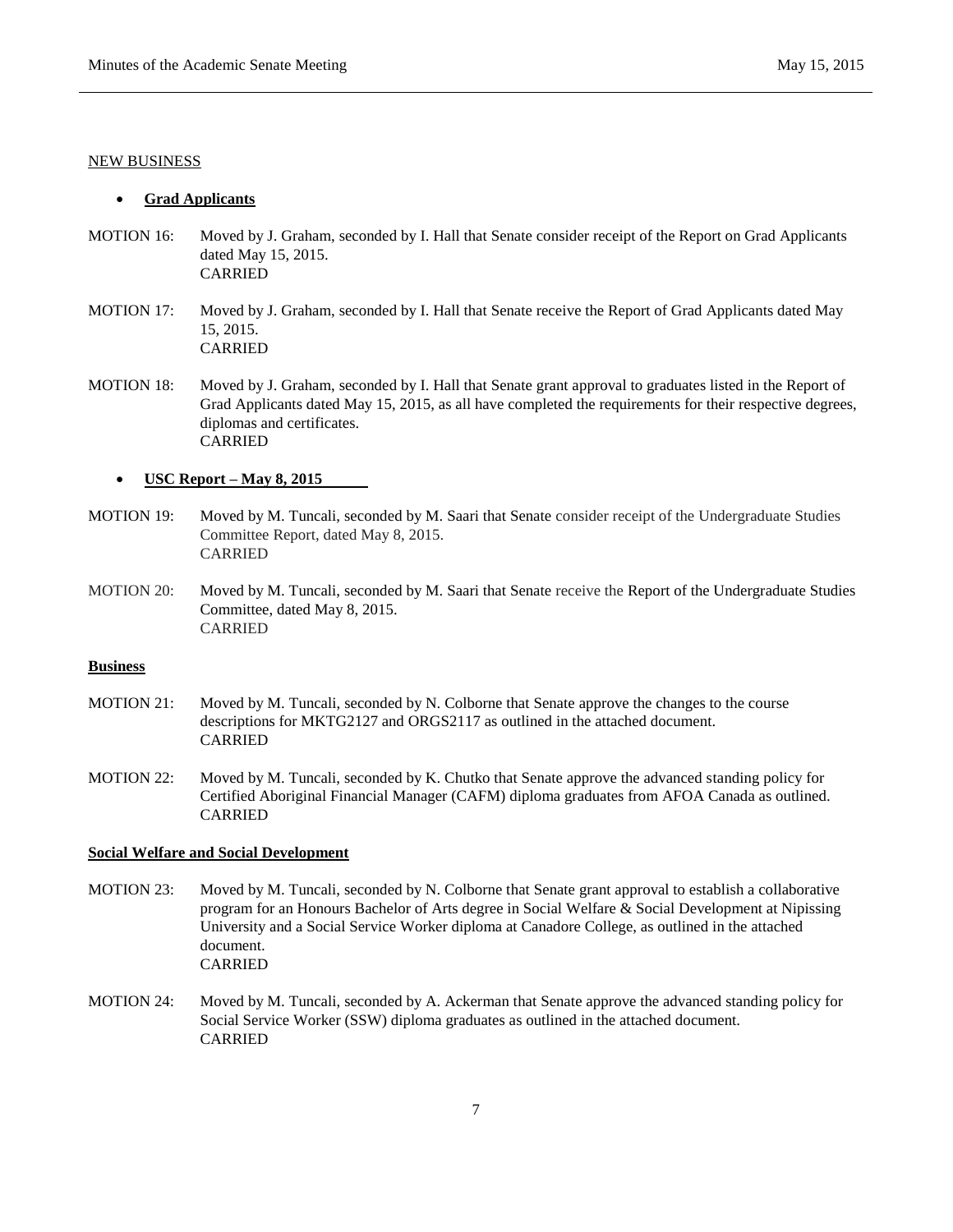NEW BUSINESS

- **Grad Applicants**

MOTION 16: Moved by J. Graham, seconded by I. Hall that Senate consider receipt of the Report on Grad Applicants dated May 15, 2015.
CARRIED

MOTION 17: Moved by J. Graham, seconded by I. Hall that Senate receive the Report of Grad Applicants dated May 15, 2015.
CARRIED

MOTION 18: Moved by J. Graham, seconded by I. Hall that Senate grant approval to graduates listed in the Report of Grad Applicants dated May 15, 2015, as all have completed the requirements for their respective degrees, diplomas and certificates.
CARRIED

- **USC Report – May 8, 2015**

MOTION 19: Moved by M. Tuncali, seconded by M. Saari that Senate consider receipt of the Undergraduate Studies Committee Report, dated May 8, 2015.
CARRIED

MOTION 20: Moved by M. Tuncali, seconded by M. Saari that Senate receive the Report of the Undergraduate Studies Committee, dated May 8, 2015.
CARRIED

**Business**

MOTION 21: Moved by M. Tuncali, seconded by N. Colborne that Senate approve the changes to the course descriptions for MKTG2127 and ORGS2117 as outlined in the attached document.
CARRIED

MOTION 22: Moved by M. Tuncali, seconded by K. Chutko that Senate approve the advanced standing policy for Certified Aboriginal Financial Manager (CAFM) diploma graduates from AFOA Canada as outlined.
CARRIED

**Social Welfare and Social Development**

MOTION 23: Moved by M. Tuncali, seconded by N. Colborne that Senate grant approval to establish a collaborative program for an Honours Bachelor of Arts degree in Social Welfare & Social Development at Nipissing University and a Social Service Worker diploma at Canadore College, as outlined in the attached document.
CARRIED

MOTION 24: Moved by M. Tuncali, seconded by A. Ackerman that Senate approve the advanced standing policy for Social Service Worker (SSW) diploma graduates as outlined in the attached document.
CARRIED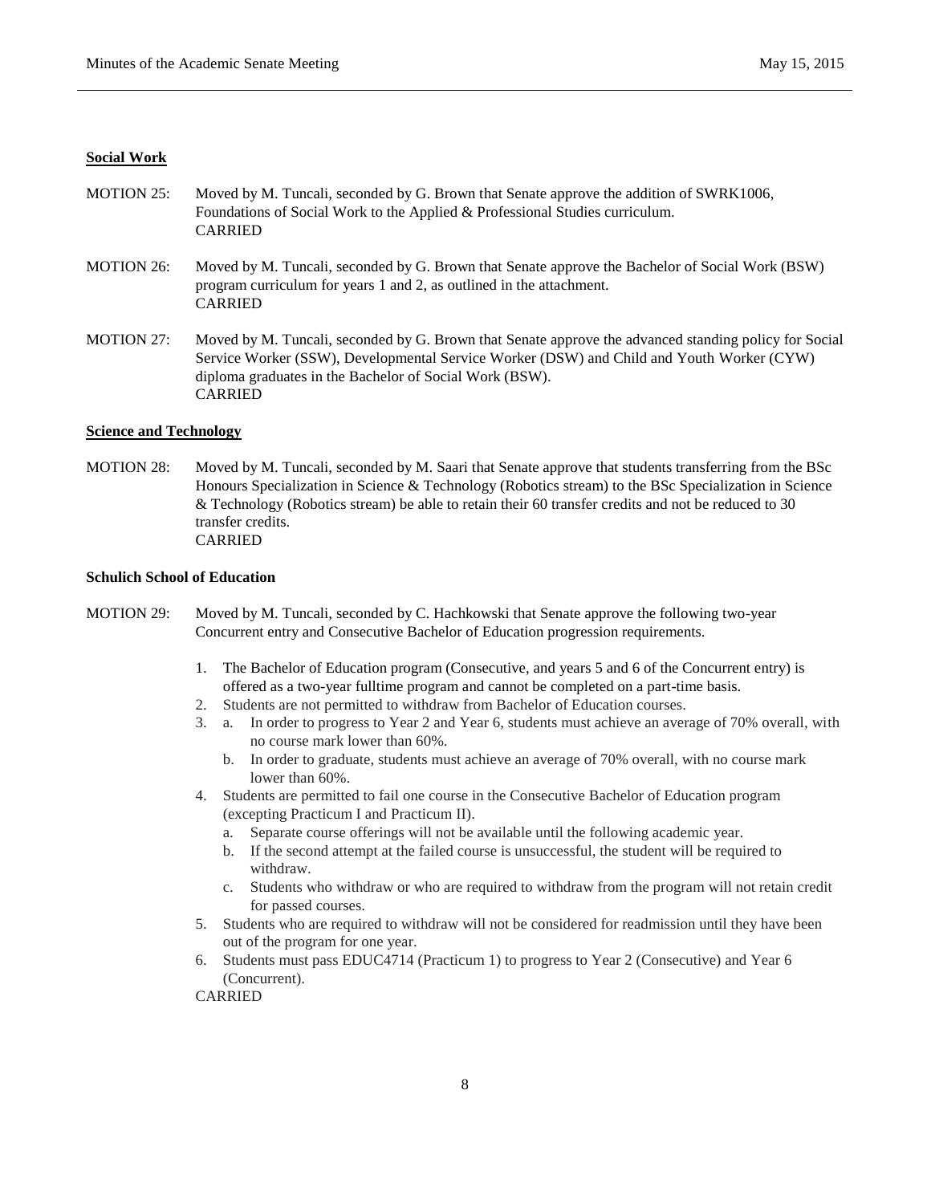**Social Work**

MOTION 25: Moved by M. Tuncali, seconded by G. Brown that Senate approve the addition of SWRK1006, Foundations of Social Work to the Applied & Professional Studies curriculum.
CARRIED

MOTION 26: Moved by M. Tuncali, seconded by G. Brown that Senate approve the Bachelor of Social Work (BSW) program curriculum for years 1 and 2, as outlined in the attachment.
CARRIED

MOTION 27: Moved by M. Tuncali, seconded by G. Brown that Senate approve the advanced standing policy for Social Service Worker (SSW), Developmental Service Worker (DSW) and Child and Youth Worker (CYW) diploma graduates in the Bachelor of Social Work (BSW).
CARRIED

**Science and Technology**

MOTION 28: Moved by M. Tuncali, seconded by M. Saari that Senate approve that students transferring from the BSc Honours Specialization in Science & Technology (Robotics stream) to the BSc Specialization in Science & Technology (Robotics stream) be able to retain their 60 transfer credits and not be reduced to 30 transfer credits.
CARRIED

**Schulich School of Education**

MOTION 29: Moved by M. Tuncali, seconded by C. Hachkowski that Senate approve the following two-year Concurrent entry and Consecutive Bachelor of Education progression requirements.

1. The Bachelor of Education program (Consecutive, and years 5 and 6 of the Concurrent entry) is offered as a two-year fulltime program and cannot be completed on a part-time basis.
2. Students are not permitted to withdraw from Bachelor of Education courses.
3. a. In order to progress to Year 2 and Year 6, students must achieve an average of 70% overall, with no course mark lower than 60%.
   b. In order to graduate, students must achieve an average of 70% overall, with no course mark lower than 60%.
4. Students are permitted to fail one course in the Consecutive Bachelor of Education program (excepting Practicum I and Practicum II).
   a. Separate course offerings will not be available until the following academic year.
   b. If the second attempt at the failed course is unsuccessful, the student will be required to withdraw.
   c. Students who withdraw or who are required to withdraw from the program will not retain credit for passed courses.
5. Students who are required to withdraw will not be considered for readmission until they have been out of the program for one year.
6. Students must pass EDUC4714 (Practicum 1) to progress to Year 2 (Consecutive) and Year 6 (Concurrent).

CARRIED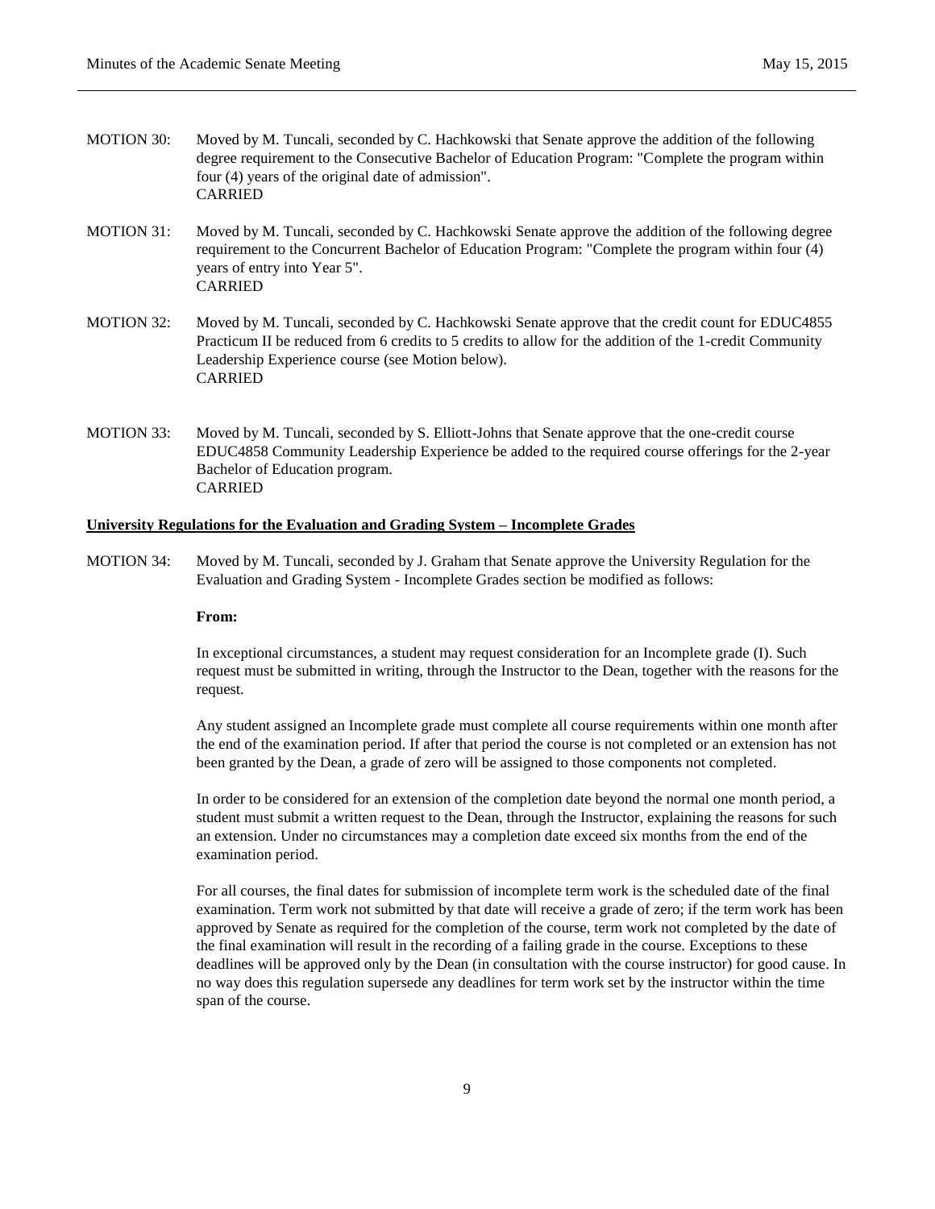MOTION 30: Moved by M. Tuncali, seconded by C. Hachkowski that Senate approve the addition of the following degree requirement to the Consecutive Bachelor of Education Program: "Complete the program within four (4) years of the original date of admission".
CARRIED

MOTION 31: Moved by M. Tuncali, seconded by C. Hachkowski Senate approve the addition of the following degree requirement to the Concurrent Bachelor of Education Program: "Complete the program within four (4) years of entry into Year 5".
CARRIED

MOTION 32: Moved by M. Tuncali, seconded by C. Hachkowski Senate approve that the credit count for EDUC4855 Practicum II be reduced from 6 credits to 5 credits to allow for the addition of the 1-credit Community Leadership Experience course (see Motion below).
CARRIED

MOTION 33: Moved by M. Tuncali, seconded by S. Elliott-Johns that Senate approve that the one-credit course EDUC4858 Community Leadership Experience be added to the required course offerings for the 2-year Bachelor of Education program.
CARRIED

**University Regulations for the Evaluation and Grading System – Incomplete Grades**

MOTION 34: Moved by M. Tuncali, seconded by J. Graham that Senate approve the University Regulation for the Evaluation and Grading System - Incomplete Grades section be modified as follows:

**From:**

In exceptional circumstances, a student may request consideration for an Incomplete grade (I). Such request must be submitted in writing, through the Instructor to the Dean, together with the reasons for the request.

Any student assigned an Incomplete grade must complete all course requirements within one month after the end of the examination period. If after that period the course is not completed or an extension has not been granted by the Dean, a grade of zero will be assigned to those components not completed.

In order to be considered for an extension of the completion date beyond the normal one month period, a student must submit a written request to the Dean, through the Instructor, explaining the reasons for such an extension. Under no circumstances may a completion date exceed six months from the end of the examination period.

For all courses, the final dates for submission of incomplete term work is the scheduled date of the final examination. Term work not submitted by that date will receive a grade of zero; if the term work has been approved by Senate as required for the completion of the course, term work not completed by the date of the final examination will result in the recording of a failing grade in the course. Exceptions to these deadlines will be approved only by the Dean (in consultation with the course instructor) for good cause. In no way does this regulation supersede any deadlines for term work set by the instructor within the time span of the course.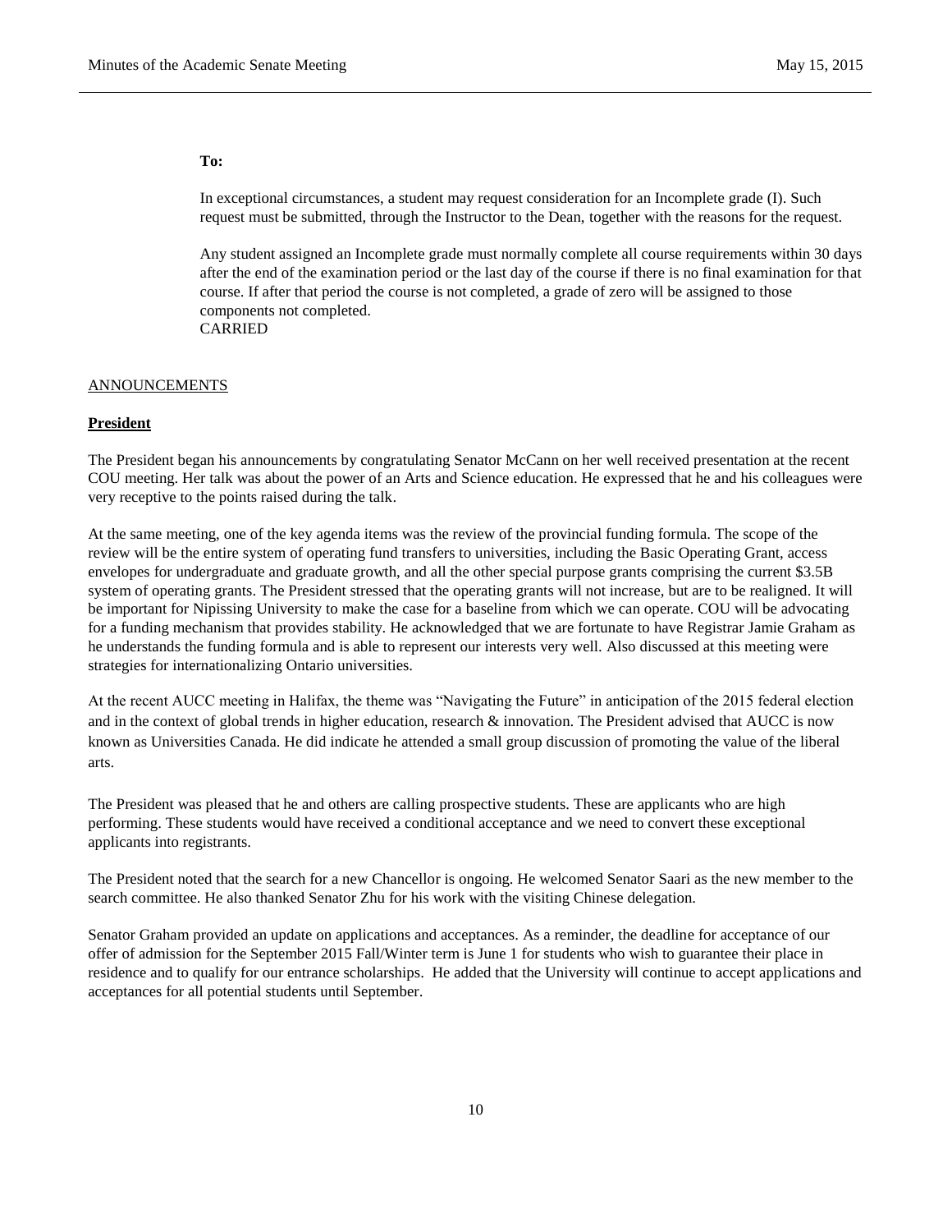**To:**

In exceptional circumstances, a student may request consideration for an Incomplete grade (I). Such request must be submitted, through the Instructor to the Dean, together with the reasons for the request.

Any student assigned an Incomplete grade must normally complete all course requirements within 30 days after the end of the examination period or the last day of the course if there is no final examination for that course. If after that period the course is not completed, a grade of zero will be assigned to those components not completed.
CARRIED

ANNOUNCEMENTS

**President**

The President began his announcements by congratulating Senator McCann on her well received presentation at the recent COU meeting. Her talk was about the power of an Arts and Science education. He expressed that he and his colleagues were very receptive to the points raised during the talk.

At the same meeting, one of the key agenda items was the review of the provincial funding formula. The scope of the review will be the entire system of operating fund transfers to universities, including the Basic Operating Grant, access envelopes for undergraduate and graduate growth, and all the other special purpose grants comprising the current $3.5B system of operating grants. The President stressed that the operating grants will not increase, but are to be realigned. It will be important for Nipissing University to make the case for a baseline from which we can operate. COU will be advocating for a funding mechanism that provides stability. He acknowledged that we are fortunate to have Registrar Jamie Graham as he understands the funding formula and is able to represent our interests very well. Also discussed at this meeting were strategies for internationalizing Ontario universities.

At the recent AUCC meeting in Halifax, the theme was "Navigating the Future" in anticipation of the 2015 federal election and in the context of global trends in higher education, research & innovation. The President advised that AUCC is now known as Universities Canada. He did indicate he attended a small group discussion of promoting the value of the liberal arts.

The President was pleased that he and others are calling prospective students. These are applicants who are high performing. These students would have received a conditional acceptance and we need to convert these exceptional applicants into registrants.

The President noted that the search for a new Chancellor is ongoing. He welcomed Senator Saari as the new member to the search committee. He also thanked Senator Zhu for his work with the visiting Chinese delegation.

Senator Graham provided an update on applications and acceptances. As a reminder, the deadline for acceptance of our offer of admission for the September 2015 Fall/Winter term is June 1 for students who wish to guarantee their place in residence and to qualify for our entrance scholarships. He added that the University will continue to accept applications and acceptances for all potential students until September.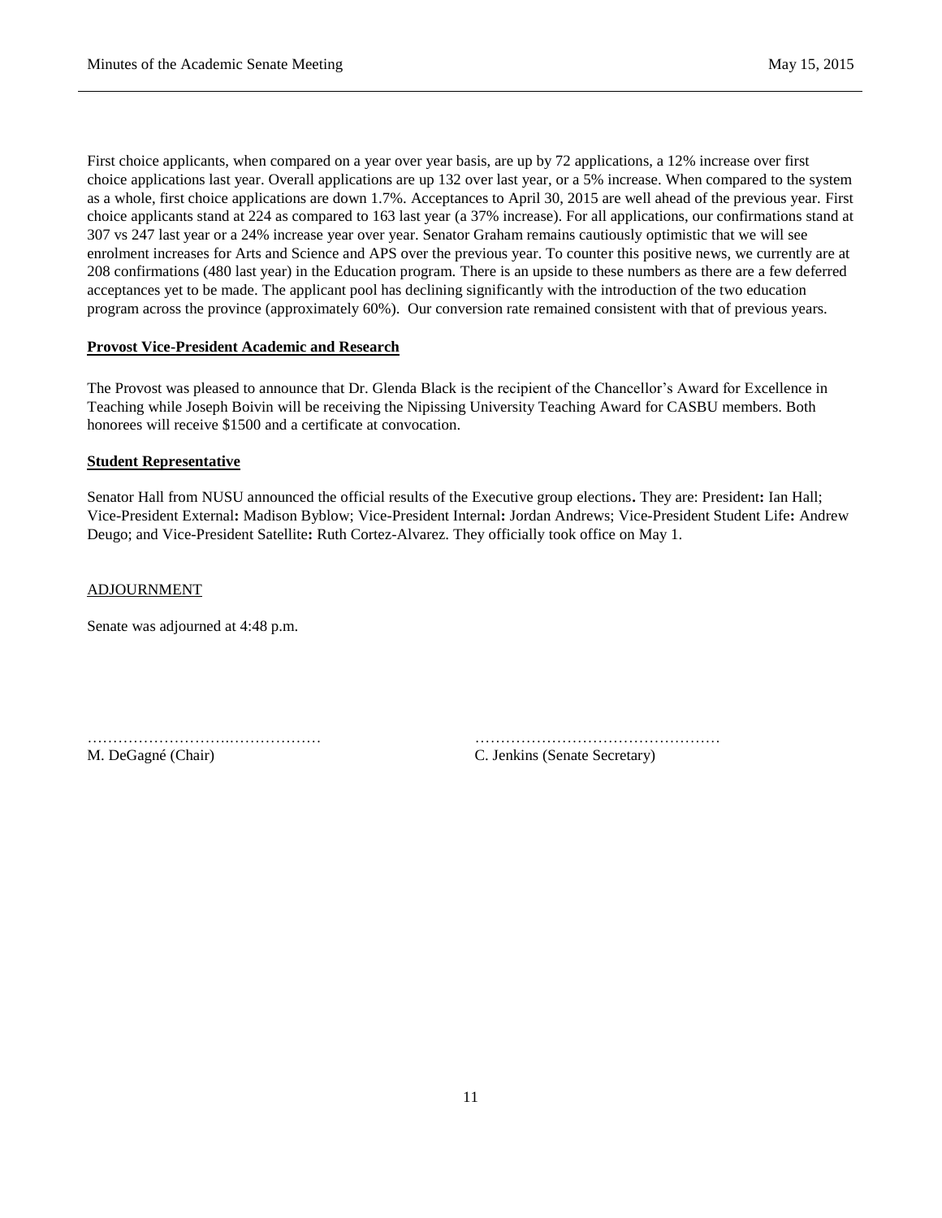First choice applicants, when compared on a year over year basis, are up by 72 applications, a 12% increase over first choice applications last year. Overall applications are up 132 over last year, or a 5% increase. When compared to the system as a whole, first choice applications are down 1.7%. Acceptances to April 30, 2015 are well ahead of the previous year. First choice applicants stand at 224 as compared to 163 last year (a 37% increase). For all applications, our confirmations stand at 307 vs 247 last year or a 24% increase year over year. Senator Graham remains cautiously optimistic that we will see enrolment increases for Arts and Science and APS over the previous year. To counter this positive news, we currently are at 208 confirmations (480 last year) in the Education program. There is an upside to these numbers as there are a few deferred acceptances yet to be made. The applicant pool has declining significantly with the introduction of the two education program across the province (approximately 60%). Our conversion rate remained consistent with that of previous years.

**Provost Vice-President Academic and Research**

The Provost was pleased to announce that Dr. Glenda Black is the recipient of the Chancellor's Award for Excellence in Teaching while Joseph Boivin will be receiving the Nipissing University Teaching Award for CASBU members. Both honorees will receive $1500 and a certificate at convocation.

**Student Representative**

Senator Hall from NUSU announced the official results of the Executive group elections**.** They are: President**:** Ian Hall; Vice-President External**:** Madison Byblow; Vice-President Internal**:** Jordan Andrews; Vice-President Student Life**:** Andrew Deugo; and Vice-President Satellite**:** Ruth Cortez-Alvarez. They officially took office on May 1.

ADJOURNMENT

Senate was adjourned at 4:48 p.m.

………………………..……………… 
M. DeGagné (Chair)

…………………………………………
C. Jenkins (Senate Secretary)